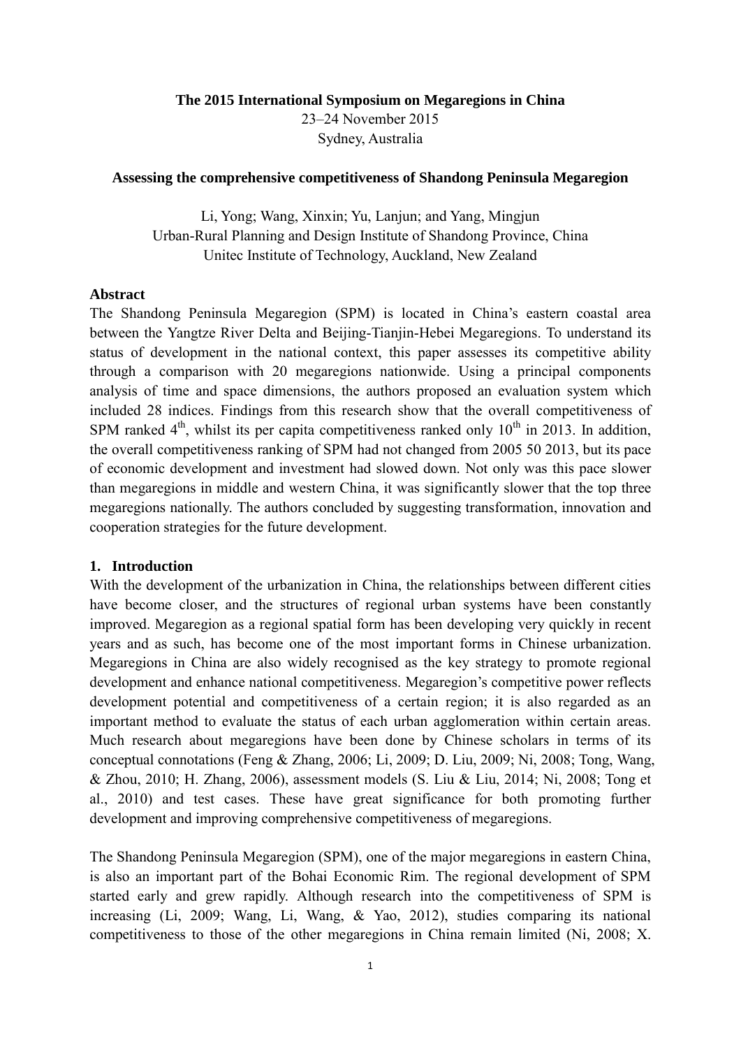**The 2015 International Symposium on Megaregions in China**

23–24 November 2015

Sydney, Australia

**Assessing the comprehensive competitiveness of Shandong Peninsula Megaregion**

Li, Yong; Wang, Xinxin; Yu, Lanjun; and Yang, Mingjun

Urban-Rural Planning and Design Institute of Shandong Province, China

Unitec Institute of Technology, Auckland, New Zealand

## Abstract

The Shandong Peninsula Megaregion (SPM) is located in China's eastern coastal area between the Yangtze River Delta and Beijing-Tianjin-Hebei Megaregions. To understand its status of development in the national context, this paper assesses its competitive ability through a comparison with 20 megaregions nationwide. Using a principal components analysis of time and space dimensions, the authors proposed an evaluation system which included 28 indices. Findings from this research show that the overall competitiveness of SPM ranked 4th, whilst its per capita competitiveness ranked only 10th in 2013. In addition, the overall competitiveness ranking of SPM had not changed from 2005 50 2013, but its pace of economic development and investment had slowed down. Not only was this pace slower than megaregions in middle and western China, it was significantly slower that the top three megaregions nationally. The authors concluded by suggesting transformation, innovation and cooperation strategies for the future development.

## 1. Introduction

With the development of the urbanization in China, the relationships between different cities have become closer, and the structures of regional urban systems have been constantly improved. Megaregion as a regional spatial form has been developing very quickly in recent years and as such, has become one of the most important forms in Chinese urbanization. Megaregions in China are also widely recognised as the key strategy to promote regional development and enhance national competitiveness. Megaregion's competitive power reflects development potential and competitiveness of a certain region; it is also regarded as an important method to evaluate the status of each urban agglomeration within certain areas. Much research about megaregions have been done by Chinese scholars in terms of its conceptual connotations (Feng & Zhang, 2006; Li, 2009; D. Liu, 2009; Ni, 2008; Tong, Wang, & Zhou, 2010; H. Zhang, 2006), assessment models (S. Liu & Liu, 2014; Ni, 2008; Tong et al., 2010) and test cases. These have great significance for both promoting further development and improving comprehensive competitiveness of megaregions.

The Shandong Peninsula Megaregion (SPM), one of the major megaregions in eastern China, is also an important part of the Bohai Economic Rim. The regional development of SPM started early and grew rapidly. Although research into the competitiveness of SPM is increasing (Li, 2009; Wang, Li, Wang, & Yao, 2012), studies comparing its national competitiveness to those of the other megaregions in China remain limited (Ni, 2008; X.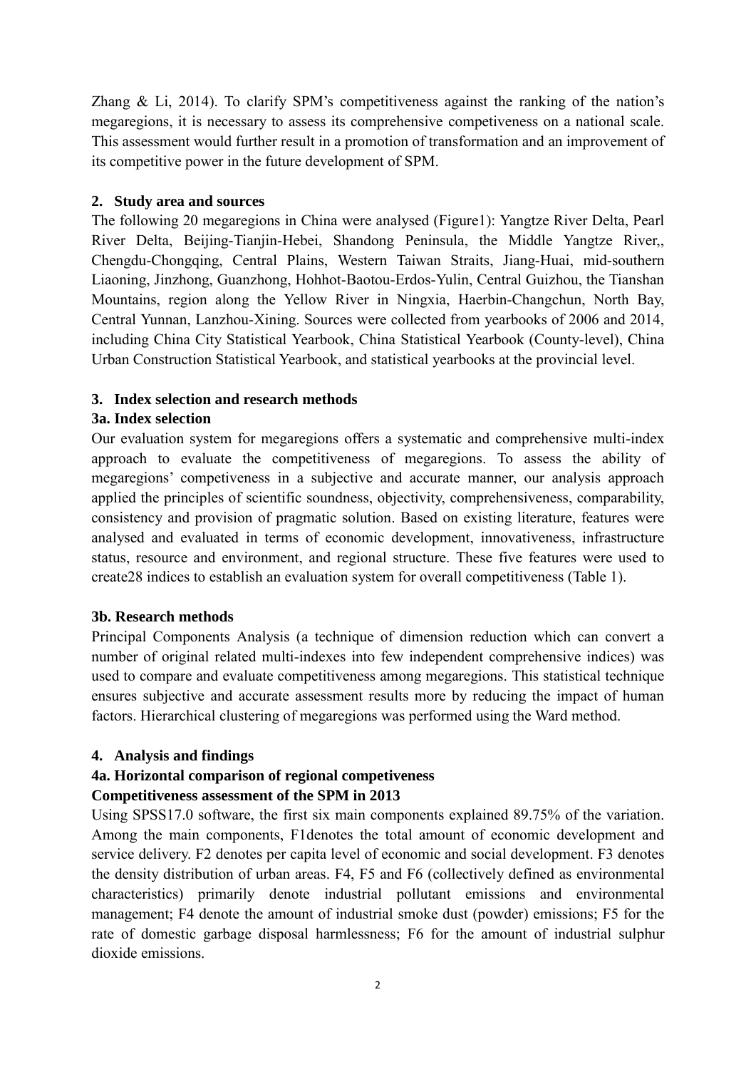Zhang & Li, 2014). To clarify SPM's competitiveness against the ranking of the nation's megaregions, it is necessary to assess its comprehensive competeviness on a national scale. This assessment would further result in a promotion of transformation and an improvement of its competitive power in the future development of SPM.

## 2. Study area and sources

The following 20 megaregions in China were analysed (Figure1): Yangtze River Delta, Pearl River Delta, Beijing-Tianjin-Hebei, Shandong Peninsula, the Middle Yangtze River,, Chengdu-Chongqing, Central Plains, Western Taiwan Straits, Jiang-Huai, mid-southern Liaoning, Jinzhong, Guanzhong, Hohhot-Baotou-Erdos-Yulin, Central Guizhou, the Tianshan Mountains, region along the Yellow River in Ningxia, Haerbin-Changchun, North Bay, Central Yunnan, Lanzhou-Xining. Sources were collected from yearbooks of 2006 and 2014, including China City Statistical Yearbook, China Statistical Yearbook (County-level), China Urban Construction Statistical Yearbook, and statistical yearbooks at the provincial level.

## 3. Index selection and research methods

### 3a. Index selection

Our evaluation system for megaregions offers a systematic and comprehensive multi-index approach to evaluate the competitiveness of megaregions. To assess the ability of megaregions' competeviness in a subjective and accurate manner, our analysis approach applied the principles of scientific soundness, objectivity, comprehensiveness, comparability, consistency and provision of pragmatic solution. Based on existing literature, features were analysed and evaluated in terms of economic development, innovativeness, infrastructure status, resource and environment, and regional structure. These five features were used to create28 indices to establish an evaluation system for overall competitiveness (Table 1).

### 3b. Research methods

Principal Components Analysis (a technique of dimension reduction which can convert a number of original related multi-indexes into few independent comprehensive indices) was used to compare and evaluate competitiveness among megaregions. This statistical technique ensures subjective and accurate assessment results more by reducing the impact of human factors. Hierarchical clustering of megaregions was performed using the Ward method.

## 4. Analysis and findings

### 4a. Horizontal comparison of regional competeviness

**Competitiveness assessment of the SPM in 2013**

Using SPSS17.0 software, the first six main components explained 89.75% of the variation. Among the main components, F1denotes the total amount of economic development and service delivery. F2 denotes per capita level of economic and social development. F3 denotes the density distribution of urban areas. F4, F5 and F6 (collectively defined as environmental characteristics) primarily denote industrial pollutant emissions and environmental management; F4 denote the amount of industrial smoke dust (powder) emissions; F5 for the rate of domestic garbage disposal harmlessness; F6 for the amount of industrial sulphur dioxide emissions.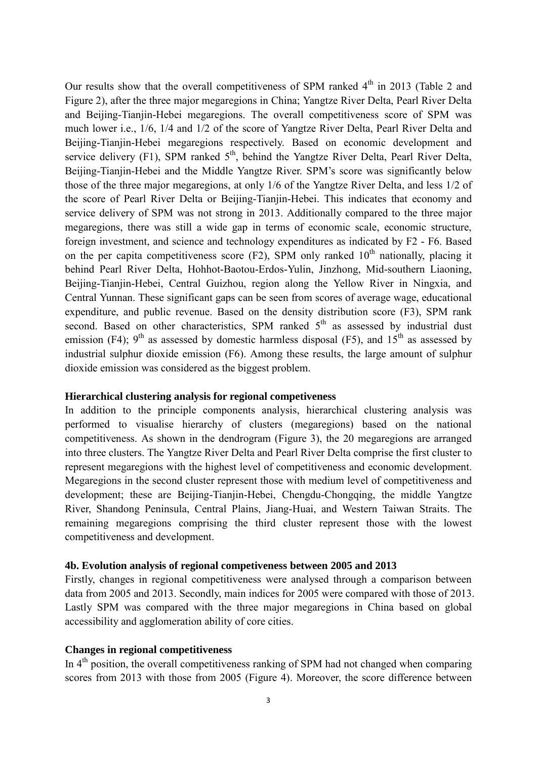Our results show that the overall competitiveness of SPM ranked 4th in 2013 (Table 2 and Figure 2), after the three major megaregions in China; Yangtze River Delta, Pearl River Delta and Beijing-Tianjin-Hebei megaregions. The overall competitiveness score of SPM was much lower i.e., 1/6, 1/4 and 1/2 of the score of Yangtze River Delta, Pearl River Delta and Beijing-Tianjin-Hebei megaregions respectively. Based on economic development and service delivery (F1), SPM ranked 5th, behind the Yangtze River Delta, Pearl River Delta, Beijing-Tianjin-Hebei and the Middle Yangtze River. SPM's score was significantly below those of the three major megaregions, at only 1/6 of the Yangtze River Delta, and less 1/2 of the score of Pearl River Delta or Beijing-Tianjin-Hebei. This indicates that economy and service delivery of SPM was not strong in 2013. Additionally compared to the three major megaregions, there was still a wide gap in terms of economic scale, economic structure, foreign investment, and science and technology expenditures as indicated by F2 - F6. Based on the per capita competitiveness score (F2), SPM only ranked 10th nationally, placing it behind Pearl River Delta, Hohhot-Baotou-Erdos-Yulin, Jinzhong, Mid-southern Liaoning, Beijing-Tianjin-Hebei, Central Guizhou, region along the Yellow River in Ningxia, and Central Yunnan. These significant gaps can be seen from scores of average wage, educational expenditure, and public revenue. Based on the density distribution score (F3), SPM rank second. Based on other characteristics, SPM ranked 5th as assessed by industrial dust emission (F4); 9th as assessed by domestic harmless disposal (F5), and 15th as assessed by industrial sulphur dioxide emission (F6). Among these results, the large amount of sulphur dioxide emission was considered as the biggest problem.

**Hierarchical clustering analysis for regional competiveness**

In addition to the principle components analysis, hierarchical clustering analysis was performed to visualise hierarchy of clusters (megaregions) based on the national competitiveness. As shown in the dendrogram (Figure 3), the 20 megaregions are arranged into three clusters. The Yangtze River Delta and Pearl River Delta comprise the first cluster to represent megaregions with the highest level of competitiveness and economic development. Megaregions in the second cluster represent those with medium level of competitiveness and development; these are Beijing-Tianjin-Hebei, Chengdu-Chongqing, the middle Yangtze River, Shandong Peninsula, Central Plains, Jiang-Huai, and Western Taiwan Straits. The remaining megaregions comprising the third cluster represent those with the lowest competitiveness and development.

**4b. Evolution analysis of regional competiveness between 2005 and 2013**

Firstly, changes in regional competitiveness were analysed through a comparison between data from 2005 and 2013. Secondly, main indices for 2005 were compared with those of 2013. Lastly SPM was compared with the three major megaregions in China based on global accessibility and agglomeration ability of core cities.

**Changes in regional competitiveness**

In 4th position, the overall competitiveness ranking of SPM had not changed when comparing scores from 2013 with those from 2005 (Figure 4). Moreover, the score difference between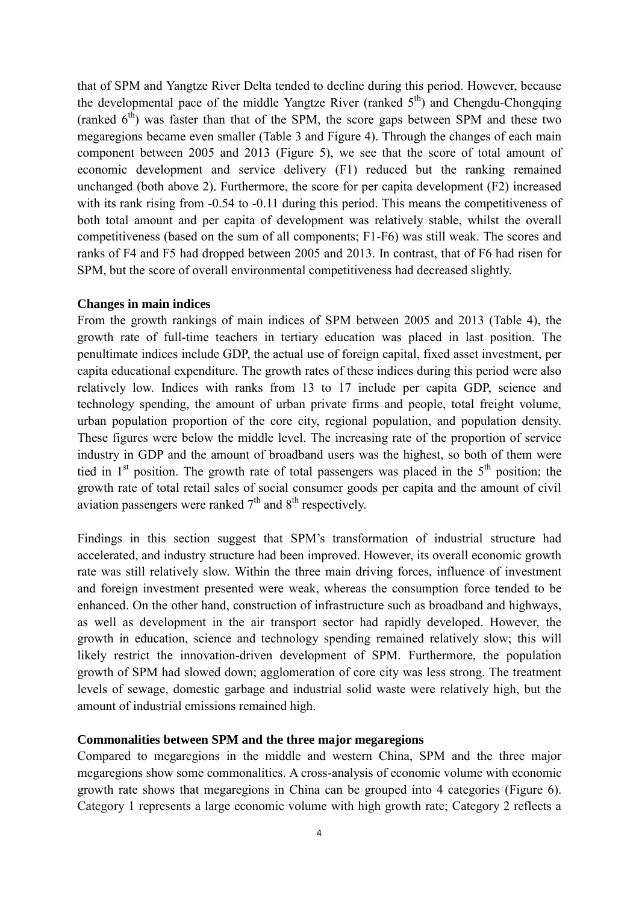that of SPM and Yangtze River Delta tended to decline during this period. However, because the developmental pace of the middle Yangtze River (ranked 5th) and Chengdu-Chongqing (ranked 6th) was faster than that of the SPM, the score gaps between SPM and these two megaregions became even smaller (Table 3 and Figure 4). Through the changes of each main component between 2005 and 2013 (Figure 5), we see that the score of total amount of economic development and service delivery (F1) reduced but the ranking remained unchanged (both above 2). Furthermore, the score for per capita development (F2) increased with its rank rising from -0.54 to -0.11 during this period. This means the competitiveness of both total amount and per capita of development was relatively stable, whilst the overall competitiveness (based on the sum of all components; F1-F6) was still weak. The scores and ranks of F4 and F5 had dropped between 2005 and 2013. In contrast, that of F6 had risen for SPM, but the score of overall environmental competitiveness had decreased slightly.

**Changes in main indices**

From the growth rankings of main indices of SPM between 2005 and 2013 (Table 4), the growth rate of full-time teachers in tertiary education was placed in last position. The penultimate indices include GDP, the actual use of foreign capital, fixed asset investment, per capita educational expenditure. The growth rates of these indices during this period were also relatively low. Indices with ranks from 13 to 17 include per capita GDP, science and technology spending, the amount of urban private firms and people, total freight volume, urban population proportion of the core city, regional population, and population density. These figures were below the middle level. The increasing rate of the proportion of service industry in GDP and the amount of broadband users was the highest, so both of them were tied in 1st position. The growth rate of total passengers was placed in the 5th position; the growth rate of total retail sales of social consumer goods per capita and the amount of civil aviation passengers were ranked 7th and 8th respectively.

Findings in this section suggest that SPM's transformation of industrial structure had accelerated, and industry structure had been improved. However, its overall economic growth rate was still relatively slow. Within the three main driving forces, influence of investment and foreign investment presented were weak, whereas the consumption force tended to be enhanced. On the other hand, construction of infrastructure such as broadband and highways, as well as development in the air transport sector had rapidly developed. However, the growth in education, science and technology spending remained relatively slow; this will likely restrict the innovation-driven development of SPM. Furthermore, the population growth of SPM had slowed down; agglomeration of core city was less strong. The treatment levels of sewage, domestic garbage and industrial solid waste were relatively high, but the amount of industrial emissions remained high.

**Commonalities between SPM and the three major megaregions**

Compared to megaregions in the middle and western China, SPM and the three major megaregions show some commonalities. A cross-analysis of economic volume with economic growth rate shows that megaregions in China can be grouped into 4 categories (Figure 6). Category 1 represents a large economic volume with high growth rate; Category 2 reflects a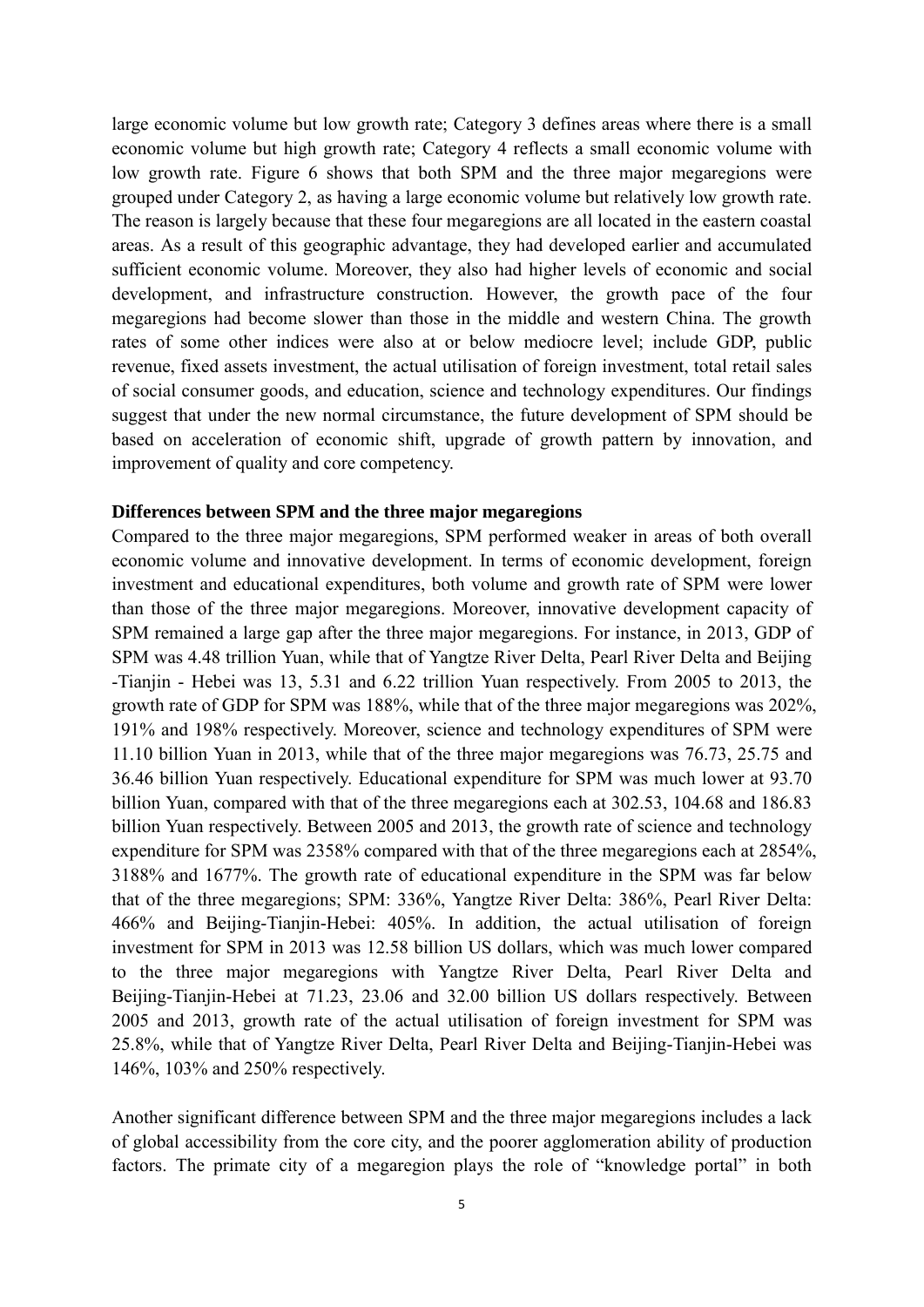large economic volume but low growth rate; Category 3 defines areas where there is a small economic volume but high growth rate; Category 4 reflects a small economic volume with low growth rate. Figure 6 shows that both SPM and the three major megaregions were grouped under Category 2, as having a large economic volume but relatively low growth rate. The reason is largely because that these four megaregions are all located in the eastern coastal areas. As a result of this geographic advantage, they had developed earlier and accumulated sufficient economic volume. Moreover, they also had higher levels of economic and social development, and infrastructure construction. However, the growth pace of the four megaregions had become slower than those in the middle and western China. The growth rates of some other indices were also at or below mediocre level; include GDP, public revenue, fixed assets investment, the actual utilisation of foreign investment, total retail sales of social consumer goods, and education, science and technology expenditures. Our findings suggest that under the new normal circumstance, the future development of SPM should be based on acceleration of economic shift, upgrade of growth pattern by innovation, and improvement of quality and core competency.

**Differences between SPM and the three major megaregions**

Compared to the three major megaregions, SPM performed weaker in areas of both overall economic volume and innovative development. In terms of economic development, foreign investment and educational expenditures, both volume and growth rate of SPM were lower than those of the three major megaregions. Moreover, innovative development capacity of SPM remained a large gap after the three major megaregions. For instance, in 2013, GDP of SPM was 4.48 trillion Yuan, while that of Yangtze River Delta, Pearl River Delta and Beijing -Tianjin - Hebei was 13, 5.31 and 6.22 trillion Yuan respectively. From 2005 to 2013, the growth rate of GDP for SPM was 188%, while that of the three major megaregions was 202%, 191% and 198% respectively. Moreover, science and technology expenditures of SPM were 11.10 billion Yuan in 2013, while that of the three major megaregions was 76.73, 25.75 and 36.46 billion Yuan respectively. Educational expenditure for SPM was much lower at 93.70 billion Yuan, compared with that of the three megaregions each at 302.53, 104.68 and 186.83 billion Yuan respectively. Between 2005 and 2013, the growth rate of science and technology expenditure for SPM was 2358% compared with that of the three megaregions each at 2854%, 3188% and 1677%. The growth rate of educational expenditure in the SPM was far below that of the three megaregions; SPM: 336%, Yangtze River Delta: 386%, Pearl River Delta: 466% and Beijing-Tianjin-Hebei: 405%. In addition, the actual utilisation of foreign investment for SPM in 2013 was 12.58 billion US dollars, which was much lower compared to the three major megaregions with Yangtze River Delta, Pearl River Delta and Beijing-Tianjin-Hebei at 71.23, 23.06 and 32.00 billion US dollars respectively. Between 2005 and 2013, growth rate of the actual utilisation of foreign investment for SPM was 25.8%, while that of Yangtze River Delta, Pearl River Delta and Beijing-Tianjin-Hebei was 146%, 103% and 250% respectively.

Another significant difference between SPM and the three major megaregions includes a lack of global accessibility from the core city, and the poorer agglomeration ability of production factors. The primate city of a megaregion plays the role of "knowledge portal" in both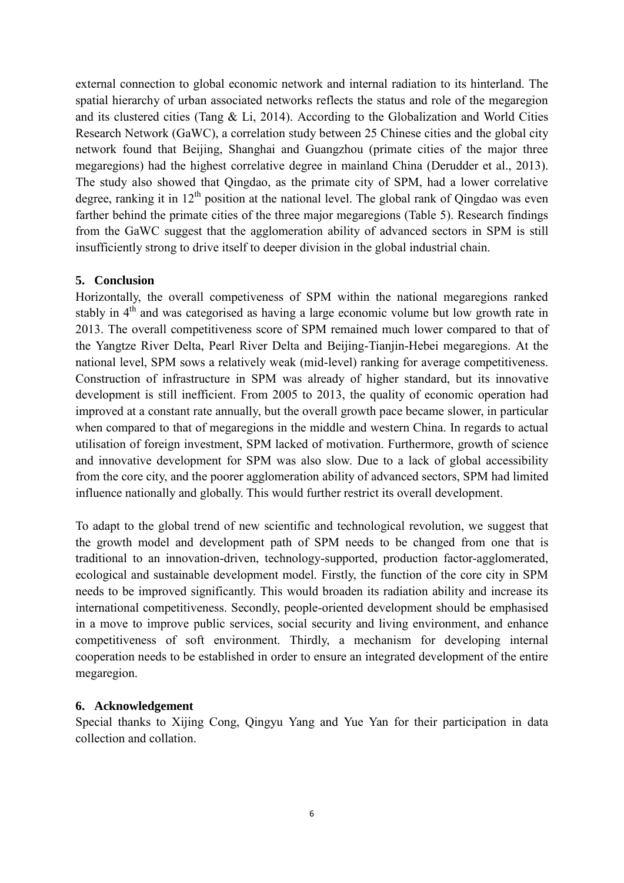external connection to global economic network and internal radiation to its hinterland. The spatial hierarchy of urban associated networks reflects the status and role of the megaregion and its clustered cities (Tang & Li, 2014). According to the Globalization and World Cities Research Network (GaWC), a correlation study between 25 Chinese cities and the global city network found that Beijing, Shanghai and Guangzhou (primate cities of the major three megaregions) had the highest correlative degree in mainland China (Derudder et al., 2013). The study also showed that Qingdao, as the primate city of SPM, had a lower correlative degree, ranking it in 12th position at the national level. The global rank of Qingdao was even farther behind the primate cities of the three major megaregions (Table 5). Research findings from the GaWC suggest that the agglomeration ability of advanced sectors in SPM is still insufficiently strong to drive itself to deeper division in the global industrial chain.

## 5. Conclusion

Horizontally, the overall competiveness of SPM within the national megaregions ranked stably in 4th and was categorised as having a large economic volume but low growth rate in 2013. The overall competitiveness score of SPM remained much lower compared to that of the Yangtze River Delta, Pearl River Delta and Beijing-Tianjin-Hebei megaregions. At the national level, SPM sows a relatively weak (mid-level) ranking for average competitiveness. Construction of infrastructure in SPM was already of higher standard, but its innovative development is still inefficient. From 2005 to 2013, the quality of economic operation had improved at a constant rate annually, but the overall growth pace became slower, in particular when compared to that of megaregions in the middle and western China. In regards to actual utilisation of foreign investment, SPM lacked of motivation. Furthermore, growth of science and innovative development for SPM was also slow. Due to a lack of global accessibility from the core city, and the poorer agglomeration ability of advanced sectors, SPM had limited influence nationally and globally. This would further restrict its overall development.

To adapt to the global trend of new scientific and technological revolution, we suggest that the growth model and development path of SPM needs to be changed from one that is traditional to an innovation-driven, technology-supported, production factor-agglomerated, ecological and sustainable development model. Firstly, the function of the core city in SPM needs to be improved significantly. This would broaden its radiation ability and increase its international competitiveness. Secondly, people-oriented development should be emphasised in a move to improve public services, social security and living environment, and enhance competitiveness of soft environment. Thirdly, a mechanism for developing internal cooperation needs to be established in order to ensure an integrated development of the entire megaregion.

## 6. Acknowledgement

Special thanks to Xijing Cong, Qingyu Yang and Yue Yan for their participation in data collection and collation.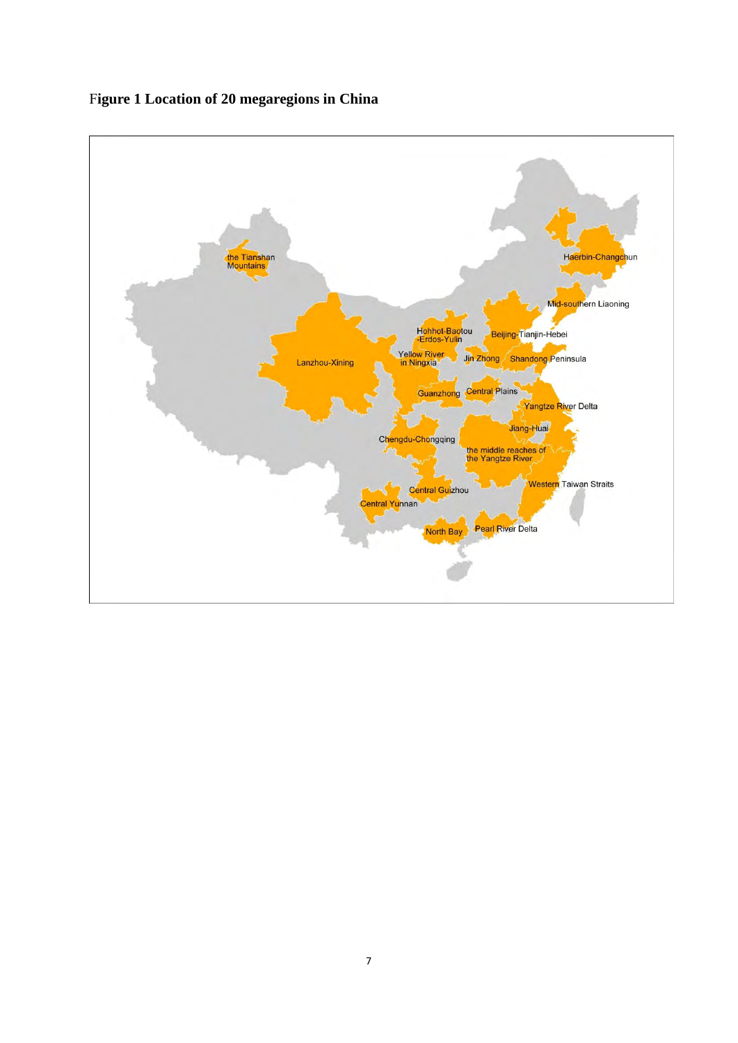**Figure 1 Location of 20 megaregions in China**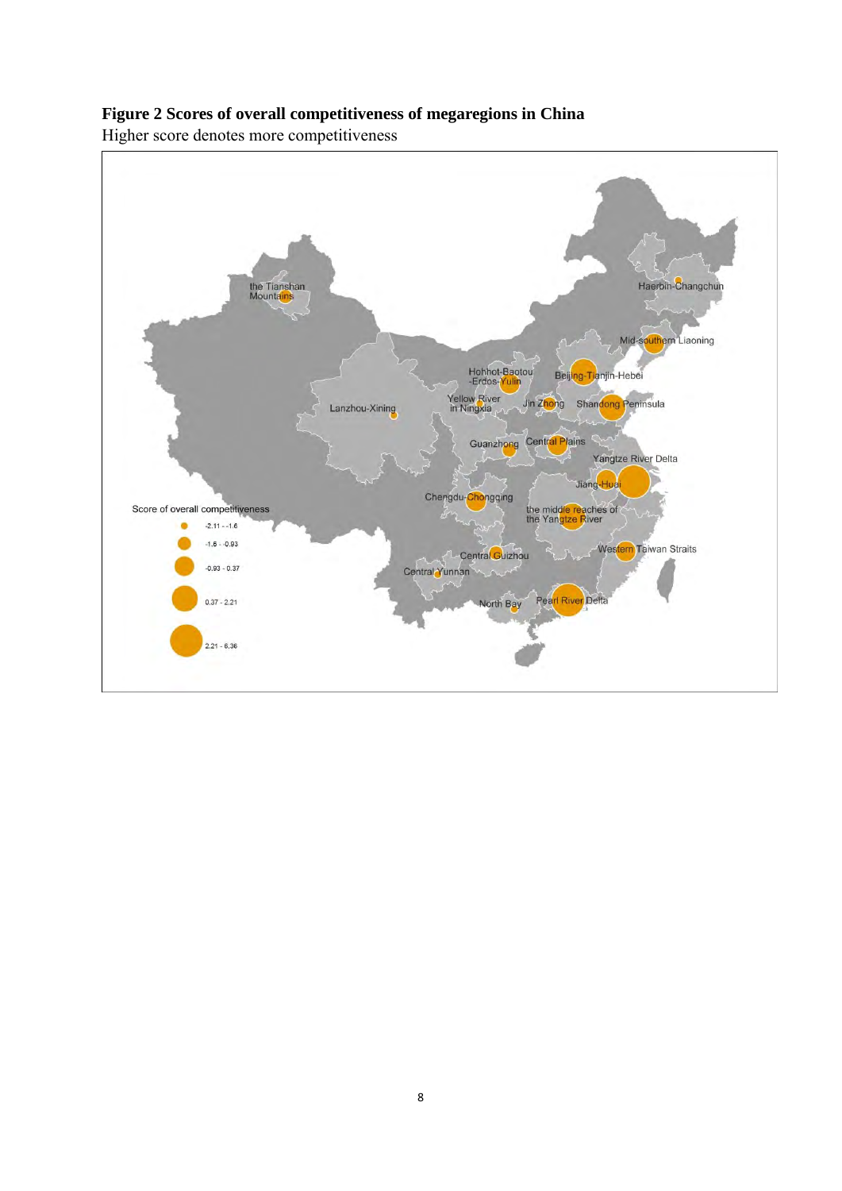**Figure 2 Scores of overall competitiveness of megaregions in China**

Higher score denotes more competitiveness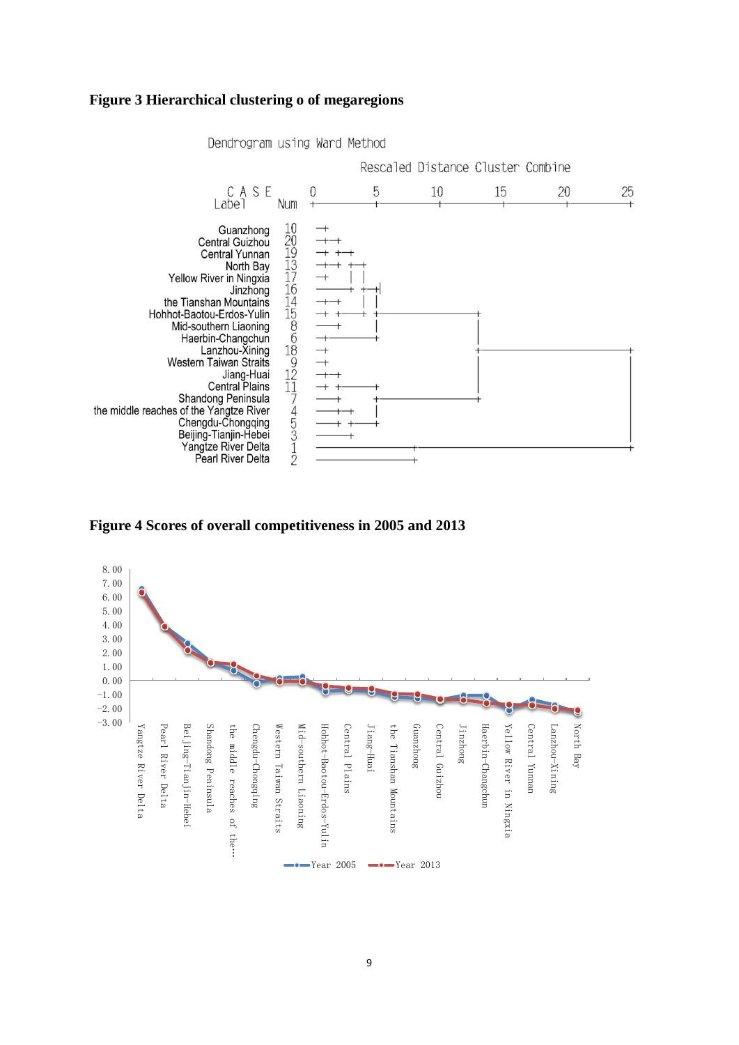**Figure 3 Hierarchical clustering o of megaregions**

**Figure 4 Scores of overall competitiveness in 2005 and 2013**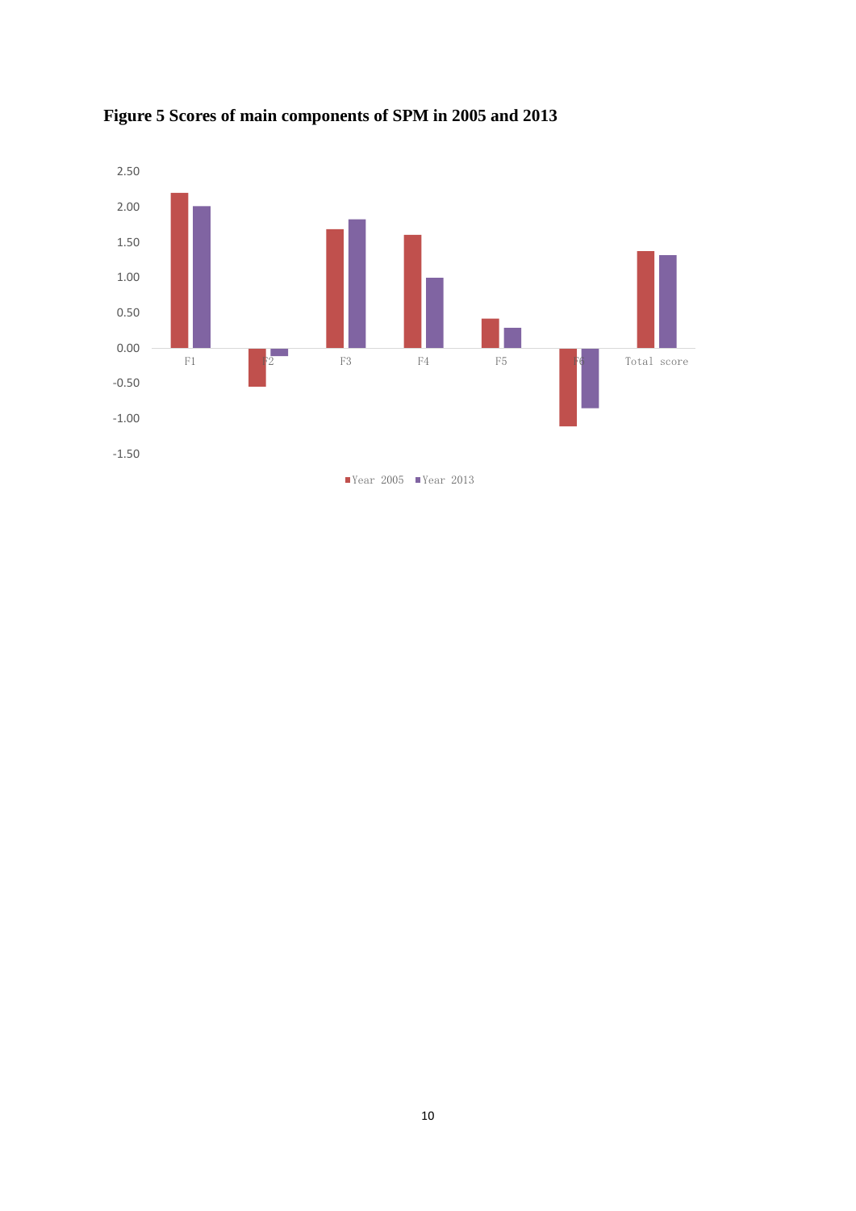**Figure 5 Scores of main components of SPM in 2005 and 2013**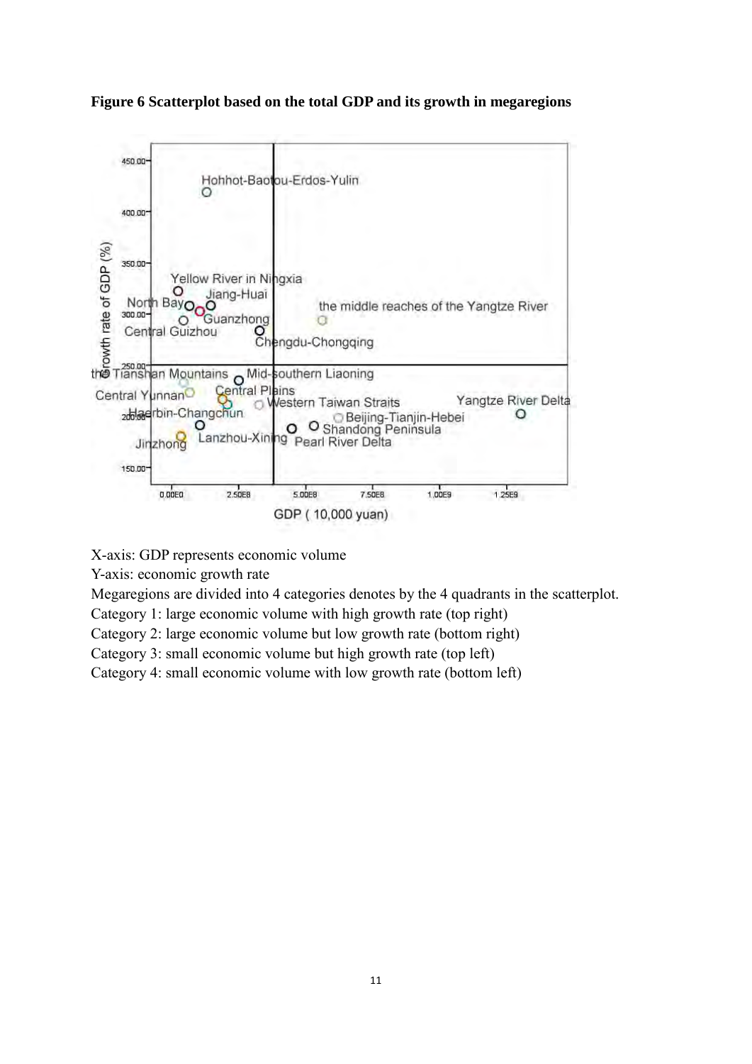**Figure 6 Scatterplot based on the total GDP and its growth in megaregions**

X-axis: GDP represents economic volume

Y-axis: economic growth rate

Megaregions are divided into 4 categories denotes by the 4 quadrants in the scatterplot.

Category 1: large economic volume with high growth rate (top right)

Category 2: large economic volume but low growth rate (bottom right)

Category 3: small economic volume but high growth rate (top left)

Category 4: small economic volume with low growth rate (bottom left)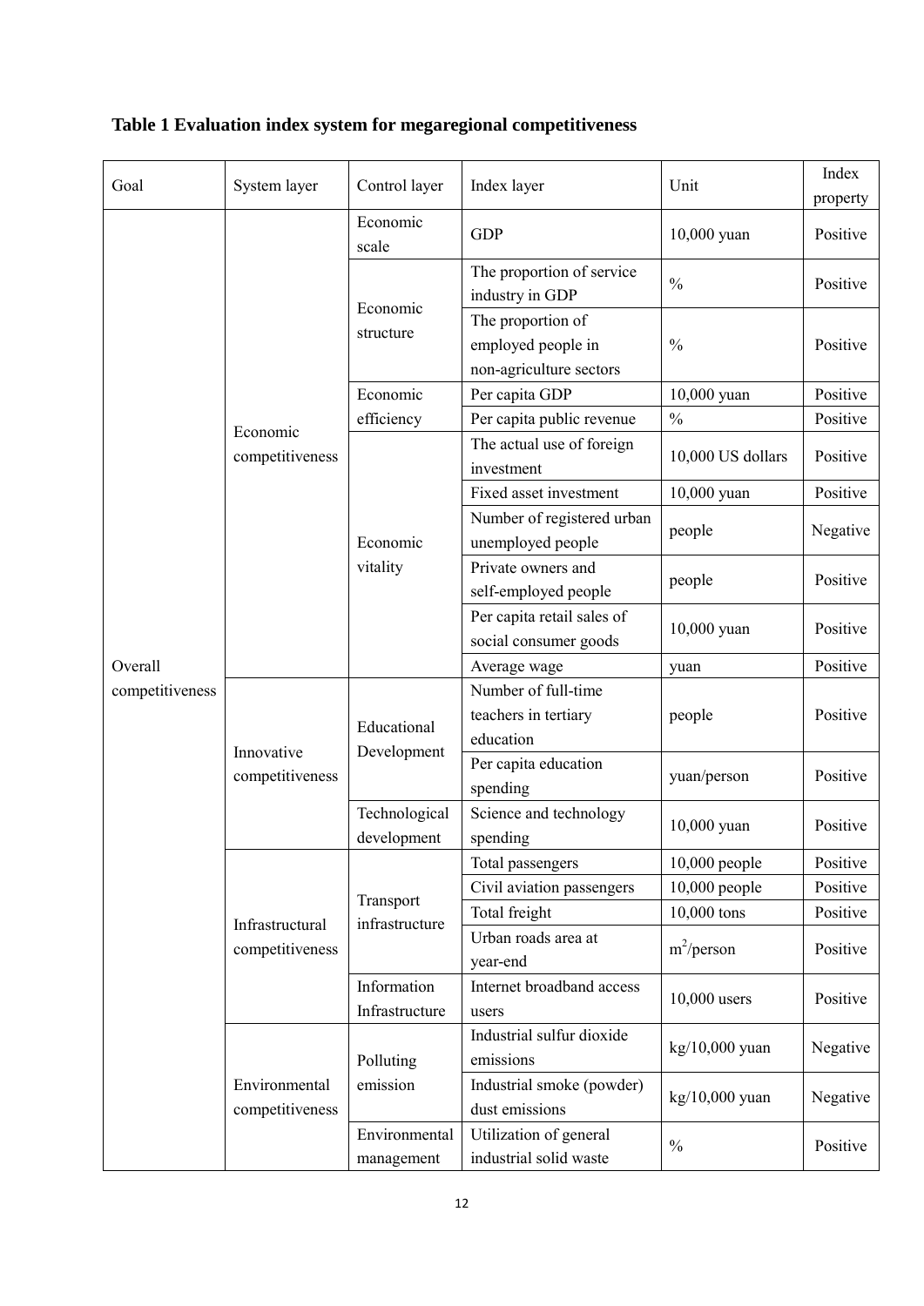**Table 1 Evaluation index system for megaregional competitiveness**

| Goal | System layer | Control layer | Index layer | Unit | Index property |
|---|---|---|---|---|---|
| Overall competitiveness | Economic competitiveness | Economic scale | GDP | 10,000 yuan | Positive |
| | | Economic structure | The proportion of service industry in GDP | % | Positive |
| | | | The proportion of employed people in non-agriculture sectors | % | Positive |
| | | Economic efficiency | Per capita GDP | 10,000 yuan | Positive |
| | | | Per capita public revenue | % | Positive |
| | | Economic vitality | The actual use of foreign investment | 10,000 US dollars | Positive |
| | | | Fixed asset investment | 10,000 yuan | Positive |
| | | | Number of registered urban unemployed people | people | Negative |
| | | | Private owners and self-employed people | people | Positive |
| | | | Per capita retail sales of social consumer goods | 10,000 yuan | Positive |
| | | | Average wage | yuan | Positive |
| | Innovative competitiveness | Educational Development | Number of full-time teachers in tertiary education | people | Positive |
| | | | Per capita education spending | yuan/person | Positive |
| | | Technological development | Science and technology spending | 10,000 yuan | Positive |
| | Infrastructural competitiveness | Transport infrastructure | Total passengers | 10,000 people | Positive |
| | | | Civil aviation passengers | 10,000 people | Positive |
| | | | Total freight | 10,000 tons | Positive |
| | | | Urban roads area at year-end | $m^2$/person | Positive |
| | | Information Infrastructure | Internet broadband access users | 10,000 users | Positive |
| | Environmental competitiveness | Polluting emission | Industrial sulfur dioxide emissions | kg/10,000 yuan | Negative |
| | | | Industrial smoke (powder) dust emissions | kg/10,000 yuan | Negative |
| | | Environmental management | Utilization of general industrial solid waste | % | Positive |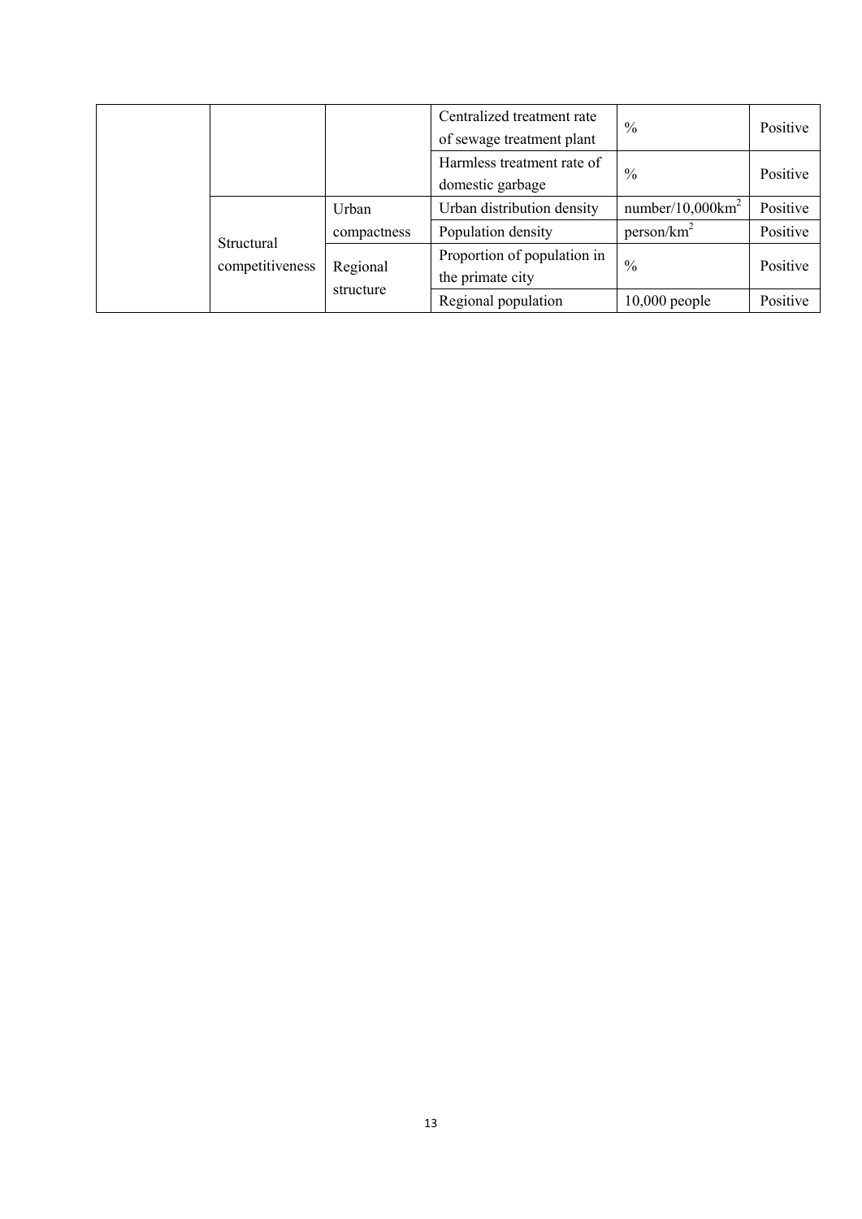| | | | | | |
|---|---|---|---|---|---|
| | | | Centralized treatment rate of sewage treatment plant | % | Positive |
| | | | Harmless treatment rate of domestic garbage | % | Positive |
| | Structural competitiveness | Urban compactness | Urban distribution density | number/10,000km$^2$ | Positive |
| | | | Population density | person/km$^2$ | Positive |
| | | Regional structure | Proportion of population in the primate city | % | Positive |
| | | | Regional population | 10,000 people | Positive |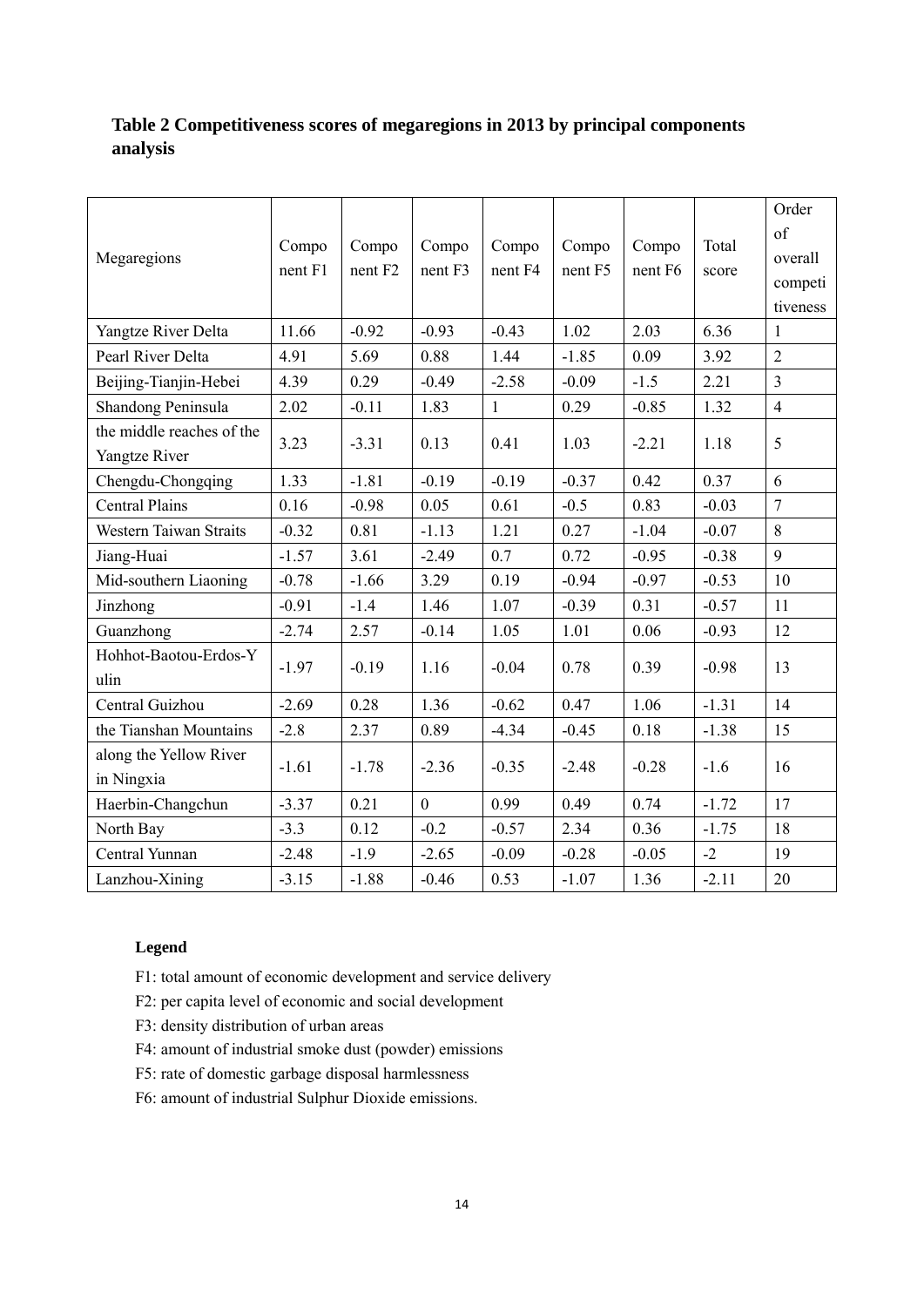**Table 2 Competitiveness scores of megaregions in 2013 by principal components analysis**

| Megaregions | Component F1 | Component F2 | Component F3 | Component F4 | Component F5 | Component F6 | Total score | Order of overall competitiveness |
|---|---|---|---|---|---|---|---|---|
| Yangtze River Delta | 11.66 | -0.92 | -0.93 | -0.43 | 1.02 | 2.03 | 6.36 | 1 |
| Pearl River Delta | 4.91 | 5.69 | 0.88 | 1.44 | -1.85 | 0.09 | 3.92 | 2 |
| Beijing-Tianjin-Hebei | 4.39 | 0.29 | -0.49 | -2.58 | -0.09 | -1.5 | 2.21 | 3 |
| Shandong Peninsula | 2.02 | -0.11 | 1.83 | 1 | 0.29 | -0.85 | 1.32 | 4 |
| the middle reaches of the Yangtze River | 3.23 | -3.31 | 0.13 | 0.41 | 1.03 | -2.21 | 1.18 | 5 |
| Chengdu-Chongqing | 1.33 | -1.81 | -0.19 | -0.19 | -0.37 | 0.42 | 0.37 | 6 |
| Central Plains | 0.16 | -0.98 | 0.05 | 0.61 | -0.5 | 0.83 | -0.03 | 7 |
| Western Taiwan Straits | -0.32 | 0.81 | -1.13 | 1.21 | 0.27 | -1.04 | -0.07 | 8 |
| Jiang-Huai | -1.57 | 3.61 | -2.49 | 0.7 | 0.72 | -0.95 | -0.38 | 9 |
| Mid-southern Liaoning | -0.78 | -1.66 | 3.29 | 0.19 | -0.94 | -0.97 | -0.53 | 10 |
| Jinzhong | -0.91 | -1.4 | 1.46 | 1.07 | -0.39 | 0.31 | -0.57 | 11 |
| Guanzhong | -2.74 | 2.57 | -0.14 | 1.05 | 1.01 | 0.06 | -0.93 | 12 |
| Hohhot-Baotou-Erdos-Yulin | -1.97 | -0.19 | 1.16 | -0.04 | 0.78 | 0.39 | -0.98 | 13 |
| Central Guizhou | -2.69 | 0.28 | 1.36 | -0.62 | 0.47 | 1.06 | -1.31 | 14 |
| the Tianshan Mountains | -2.8 | 2.37 | 0.89 | -4.34 | -0.45 | 0.18 | -1.38 | 15 |
| along the Yellow River in Ningxia | -1.61 | -1.78 | -2.36 | -0.35 | -2.48 | -0.28 | -1.6 | 16 |
| Haerbin-Changchun | -3.37 | 0.21 | 0 | 0.99 | 0.49 | 0.74 | -1.72 | 17 |
| North Bay | -3.3 | 0.12 | -0.2 | -0.57 | 2.34 | 0.36 | -1.75 | 18 |
| Central Yunnan | -2.48 | -1.9 | -2.65 | -0.09 | -0.28 | -0.05 | -2 | 19 |
| Lanzhou-Xining | -3.15 | -1.88 | -0.46 | 0.53 | -1.07 | 1.36 | -2.11 | 20 |

**Legend**

F1: total amount of economic development and service delivery

F2: per capita level of economic and social development

F3: density distribution of urban areas

F4: amount of industrial smoke dust (powder) emissions

F5: rate of domestic garbage disposal harmlessness

F6: amount of industrial Sulphur Dioxide emissions.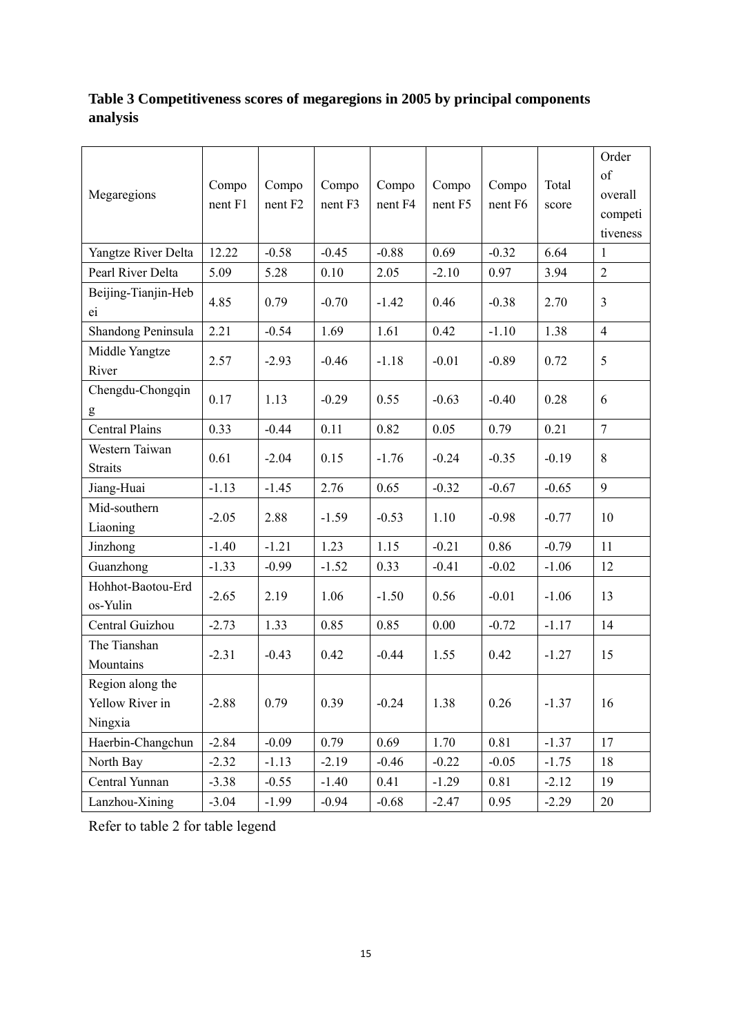**Table 3 Competitiveness scores of megaregions in 2005 by principal components analysis**

| Megaregions | Component F1 | Component F2 | Component F3 | Component F4 | Component F5 | Component F6 | Total score | Order of overall competitiveness |
|---|---|---|---|---|---|---|---|---|
| Yangtze River Delta | 12.22 | -0.58 | -0.45 | -0.88 | 0.69 | -0.32 | 6.64 | 1 |
| Pearl River Delta | 5.09 | 5.28 | 0.10 | 2.05 | -2.10 | 0.97 | 3.94 | 2 |
| Beijing-Tianjin-Hebei | 4.85 | 0.79 | -0.70 | -1.42 | 0.46 | -0.38 | 2.70 | 3 |
| Shandong Peninsula | 2.21 | -0.54 | 1.69 | 1.61 | 0.42 | -1.10 | 1.38 | 4 |
| Middle Yangtze River | 2.57 | -2.93 | -0.46 | -1.18 | -0.01 | -0.89 | 0.72 | 5 |
| Chengdu-Chongqing | 0.17 | 1.13 | -0.29 | 0.55 | -0.63 | -0.40 | 0.28 | 6 |
| Central Plains | 0.33 | -0.44 | 0.11 | 0.82 | 0.05 | 0.79 | 0.21 | 7 |
| Western Taiwan Straits | 0.61 | -2.04 | 0.15 | -1.76 | -0.24 | -0.35 | -0.19 | 8 |
| Jiang-Huai | -1.13 | -1.45 | 2.76 | 0.65 | -0.32 | -0.67 | -0.65 | 9 |
| Mid-southern Liaoning | -2.05 | 2.88 | -1.59 | -0.53 | 1.10 | -0.98 | -0.77 | 10 |
| Jinzhong | -1.40 | -1.21 | 1.23 | 1.15 | -0.21 | 0.86 | -0.79 | 11 |
| Guanzhong | -1.33 | -0.99 | -1.52 | 0.33 | -0.41 | -0.02 | -1.06 | 12 |
| Hohhot-Baotou-Erdos-Yulin | -2.65 | 2.19 | 1.06 | -1.50 | 0.56 | -0.01 | -1.06 | 13 |
| Central Guizhou | -2.73 | 1.33 | 0.85 | 0.85 | 0.00 | -0.72 | -1.17 | 14 |
| The Tianshan Mountains | -2.31 | -0.43 | 0.42 | -0.44 | 1.55 | 0.42 | -1.27 | 15 |
| Region along the Yellow River in Ningxia | -2.88 | 0.79 | 0.39 | -0.24 | 1.38 | 0.26 | -1.37 | 16 |
| Haerbin-Changchun | -2.84 | -0.09 | 0.79 | 0.69 | 1.70 | 0.81 | -1.37 | 17 |
| North Bay | -2.32 | -1.13 | -2.19 | -0.46 | -0.22 | -0.05 | -1.75 | 18 |
| Central Yunnan | -3.38 | -0.55 | -1.40 | 0.41 | -1.29 | 0.81 | -2.12 | 19 |
| Lanzhou-Xining | -3.04 | -1.99 | -0.94 | -0.68 | -2.47 | 0.95 | -2.29 | 20 |

Refer to table 2 for table legend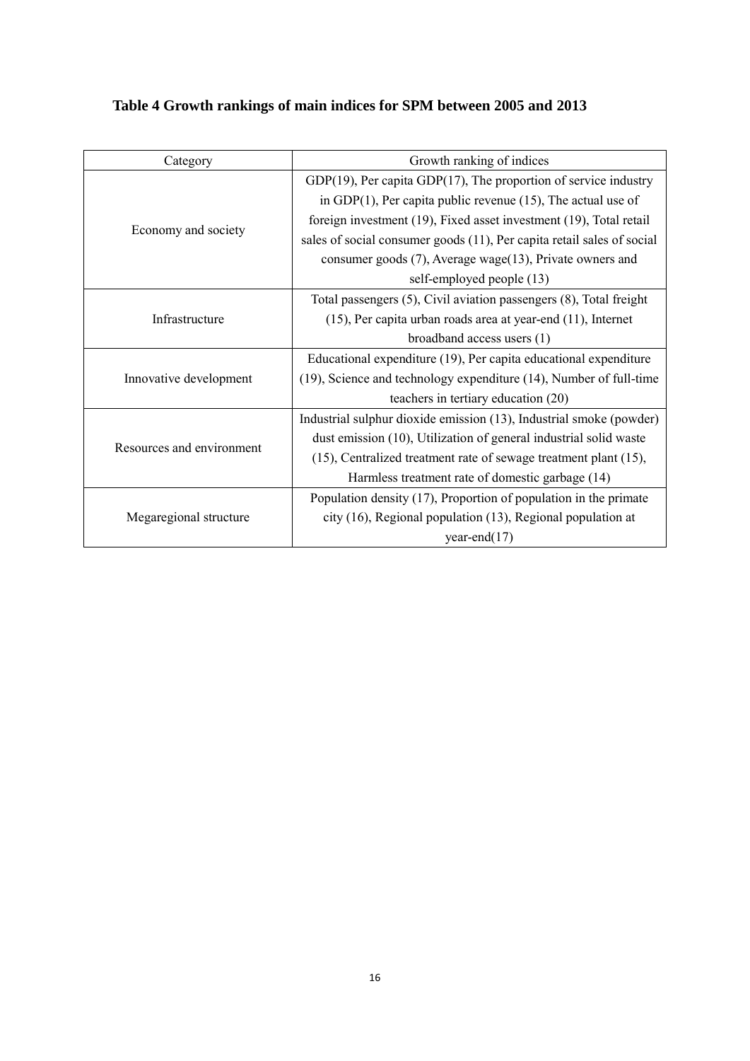**Table 4 Growth rankings of main indices for SPM between 2005 and 2013**

| Category | Growth ranking of indices |
| --- | --- |
| Economy and society | GDP(19), Per capita GDP(17), The proportion of service industry in GDP(1), Per capita public revenue (15), The actual use of foreign investment (19), Fixed asset investment (19), Total retail sales of social consumer goods (11), Per capita retail sales of social consumer goods (7), Average wage(13), Private owners and self-employed people (13) |
| Infrastructure | Total passengers (5), Civil aviation passengers (8), Total freight (15), Per capita urban roads area at year-end (11), Internet broadband access users (1) |
| Innovative development | Educational expenditure (19), Per capita educational expenditure (19), Science and technology expenditure (14), Number of full-time teachers in tertiary education (20) |
| Resources and environment | Industrial sulphur dioxide emission (13), Industrial smoke (powder) dust emission (10), Utilization of general industrial solid waste (15), Centralized treatment rate of sewage treatment plant (15), Harmless treatment rate of domestic garbage (14) |
| Megaregional structure | Population density (17), Proportion of population in the primate city (16), Regional population (13), Regional population at year-end(17) |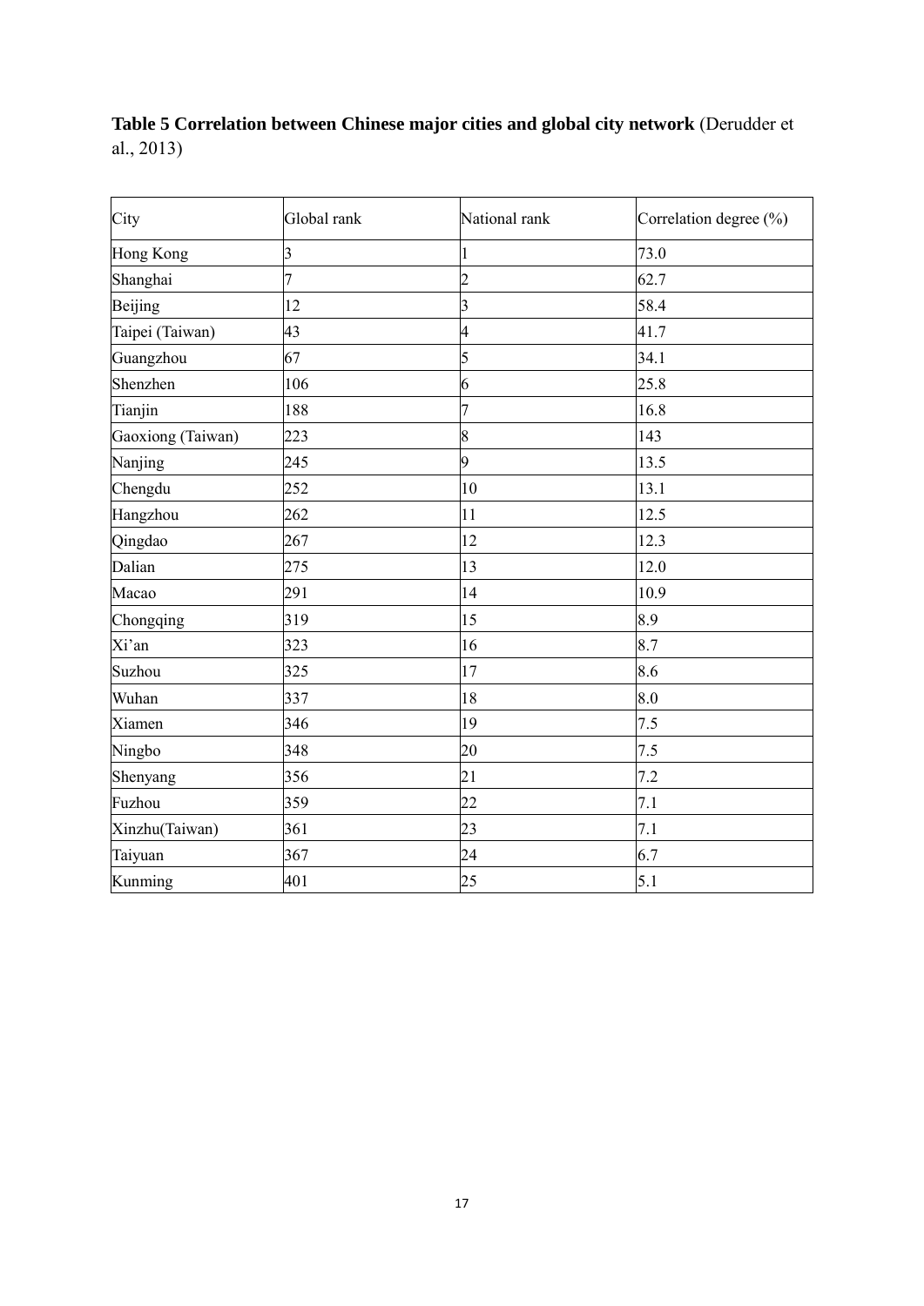**Table 5 Correlation between Chinese major cities and global city network** (Derudder et al., 2013)

| City | Global rank | National rank | Correlation degree (%) |
|---|---|---|---|
| Hong Kong | 3 | 1 | 73.0 |
| Shanghai | 7 | 2 | 62.7 |
| Beijing | 12 | 3 | 58.4 |
| Taipei (Taiwan) | 43 | 4 | 41.7 |
| Guangzhou | 67 | 5 | 34.1 |
| Shenzhen | 106 | 6 | 25.8 |
| Tianjin | 188 | 7 | 16.8 |
| Gaoxiong (Taiwan) | 223 | 8 | 143 |
| Nanjing | 245 | 9 | 13.5 |
| Chengdu | 252 | 10 | 13.1 |
| Hangzhou | 262 | 11 | 12.5 |
| Qingdao | 267 | 12 | 12.3 |
| Dalian | 275 | 13 | 12.0 |
| Macao | 291 | 14 | 10.9 |
| Chongqing | 319 | 15 | 8.9 |
| Xi'an | 323 | 16 | 8.7 |
| Suzhou | 325 | 17 | 8.6 |
| Wuhan | 337 | 18 | 8.0 |
| Xiamen | 346 | 19 | 7.5 |
| Ningbo | 348 | 20 | 7.5 |
| Shenyang | 356 | 21 | 7.2 |
| Fuzhou | 359 | 22 | 7.1 |
| Xinzhu(Taiwan) | 361 | 23 | 7.1 |
| Taiyuan | 367 | 24 | 6.7 |
| Kunming | 401 | 25 | 5.1 |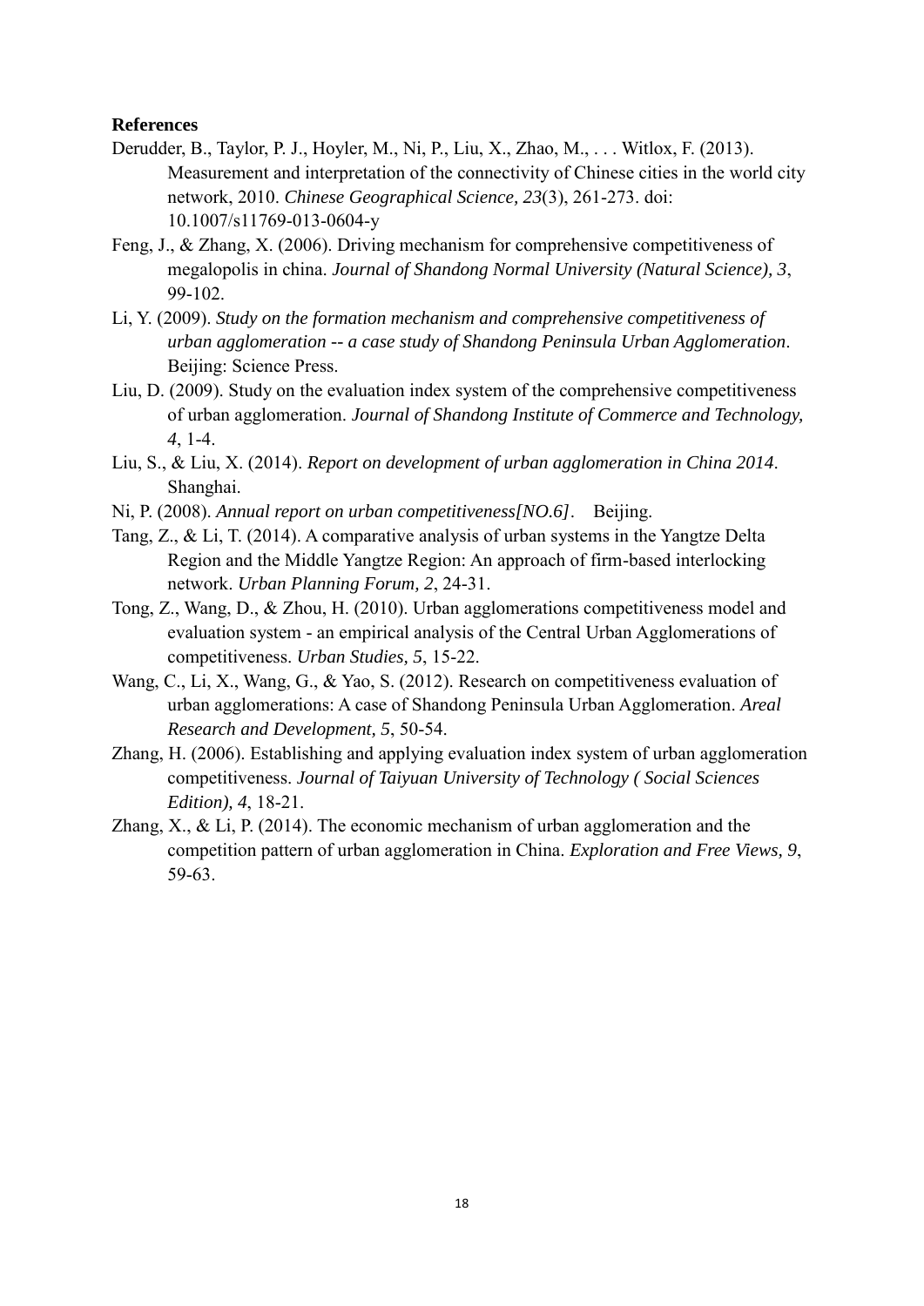**References**

Derudder, B., Taylor, P. J., Hoyler, M., Ni, P., Liu, X., Zhao, M., . . . Witlox, F. (2013). Measurement and interpretation of the connectivity of Chinese cities in the world city network, 2010. *Chinese Geographical Science, 23*(3), 261-273. doi: 10.1007/s11769-013-0604-y

Feng, J., & Zhang, X. (2006). Driving mechanism for comprehensive competitiveness of megalopolis in china. *Journal of Shandong Normal University (Natural Science), 3*, 99-102.

Li, Y. (2009). *Study on the formation mechanism and comprehensive competitiveness of urban agglomeration -- a case study of Shandong Peninsula Urban Agglomeration*. Beijing: Science Press.

Liu, D. (2009). Study on the evaluation index system of the comprehensive competitiveness of urban agglomeration. *Journal of Shandong Institute of Commerce and Technology, 4*, 1-4.

Liu, S., & Liu, X. (2014). *Report on development of urban agglomeration in China 2014*. Shanghai.

Ni, P. (2008). *Annual report on urban competitiveness[NO.6]*. Beijing.

Tang, Z., & Li, T. (2014). A comparative analysis of urban systems in the Yangtze Delta Region and the Middle Yangtze Region: An approach of firm-based interlocking network. *Urban Planning Forum, 2*, 24-31.

Tong, Z., Wang, D., & Zhou, H. (2010). Urban agglomerations competitiveness model and evaluation system - an empirical analysis of the Central Urban Agglomerations of competitiveness. *Urban Studies, 5*, 15-22.

Wang, C., Li, X., Wang, G., & Yao, S. (2012). Research on competitiveness evaluation of urban agglomerations: A case of Shandong Peninsula Urban Agglomeration. *Areal Research and Development, 5*, 50-54.

Zhang, H. (2006). Establishing and applying evaluation index system of urban agglomeration competitiveness. *Journal of Taiyuan University of Technology ( Social Sciences Edition), 4*, 18-21.

Zhang, X., & Li, P. (2014). The economic mechanism of urban agglomeration and the competition pattern of urban agglomeration in China. *Exploration and Free Views, 9*, 59-63.